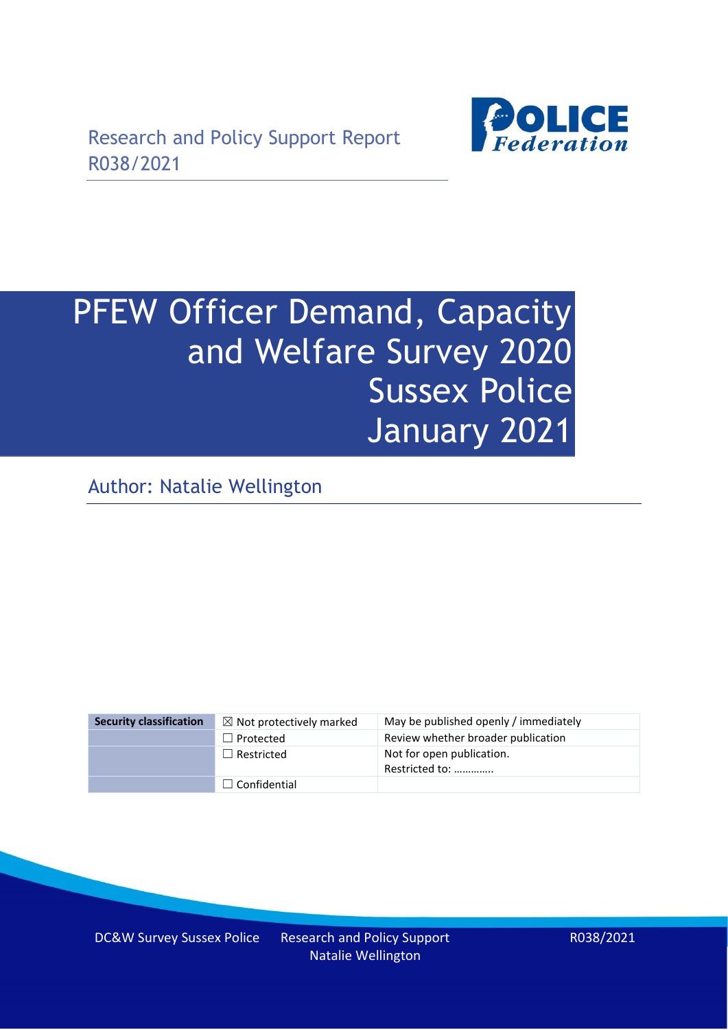Research and Policy Support Report
R038/2021

# PFEW Officer Demand, Capacity and Welfare Survey 2020
# Sussex Police
# January 2021

Author: Natalie Wellington

| | | |
|---|---|---|
| **Security classification** | ☒ Not protectively marked | May be published openly / immediately |
| | ☐ Protected | Review whether broader publication |
| | ☐ Restricted | Not for open publication. Restricted to: ………….. |
| | ☐ Confidential | |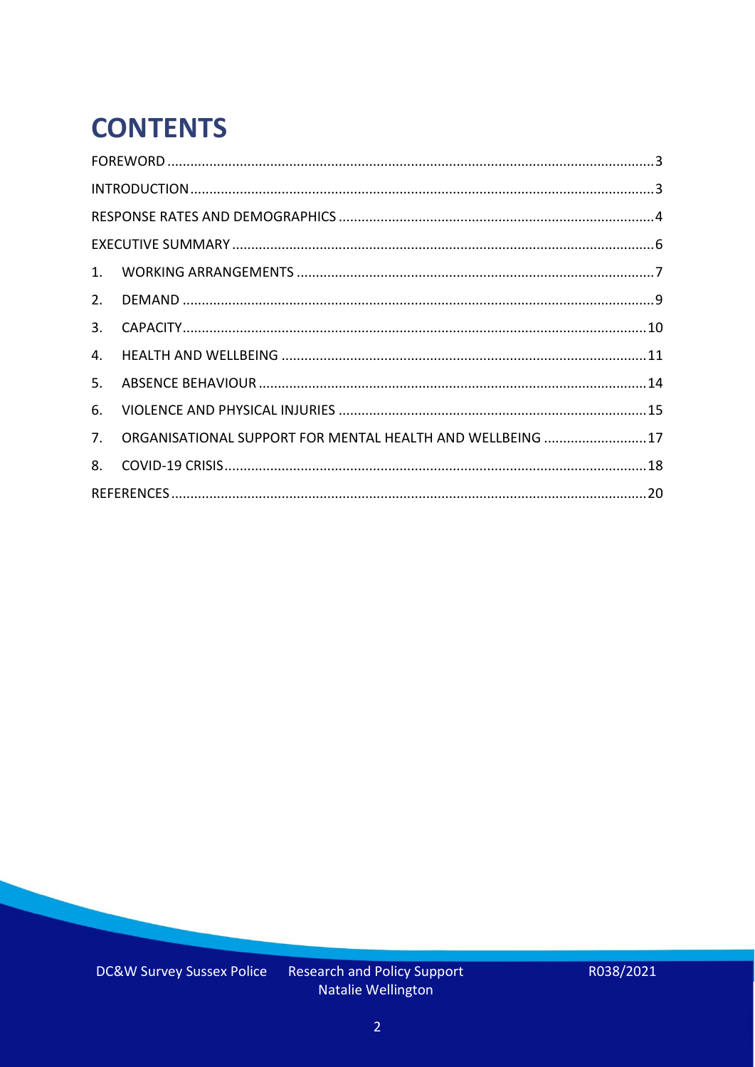# CONTENTS

FOREWORD ....... 3
INTRODUCTION ....... 3
RESPONSE RATES AND DEMOGRAPHICS ....... 4
EXECUTIVE SUMMARY ....... 6
1. WORKING ARRANGEMENTS ....... 7
2. DEMAND ....... 9
3. CAPACITY ....... 10
4. HEALTH AND WELLBEING ....... 11
5. ABSENCE BEHAVIOUR ....... 14
6. VIOLENCE AND PHYSICAL INJURIES ....... 15
7. ORGANISATIONAL SUPPORT FOR MENTAL HEALTH AND WELLBEING ....... 17
8. COVID-19 CRISIS ....... 18
REFERENCES ....... 20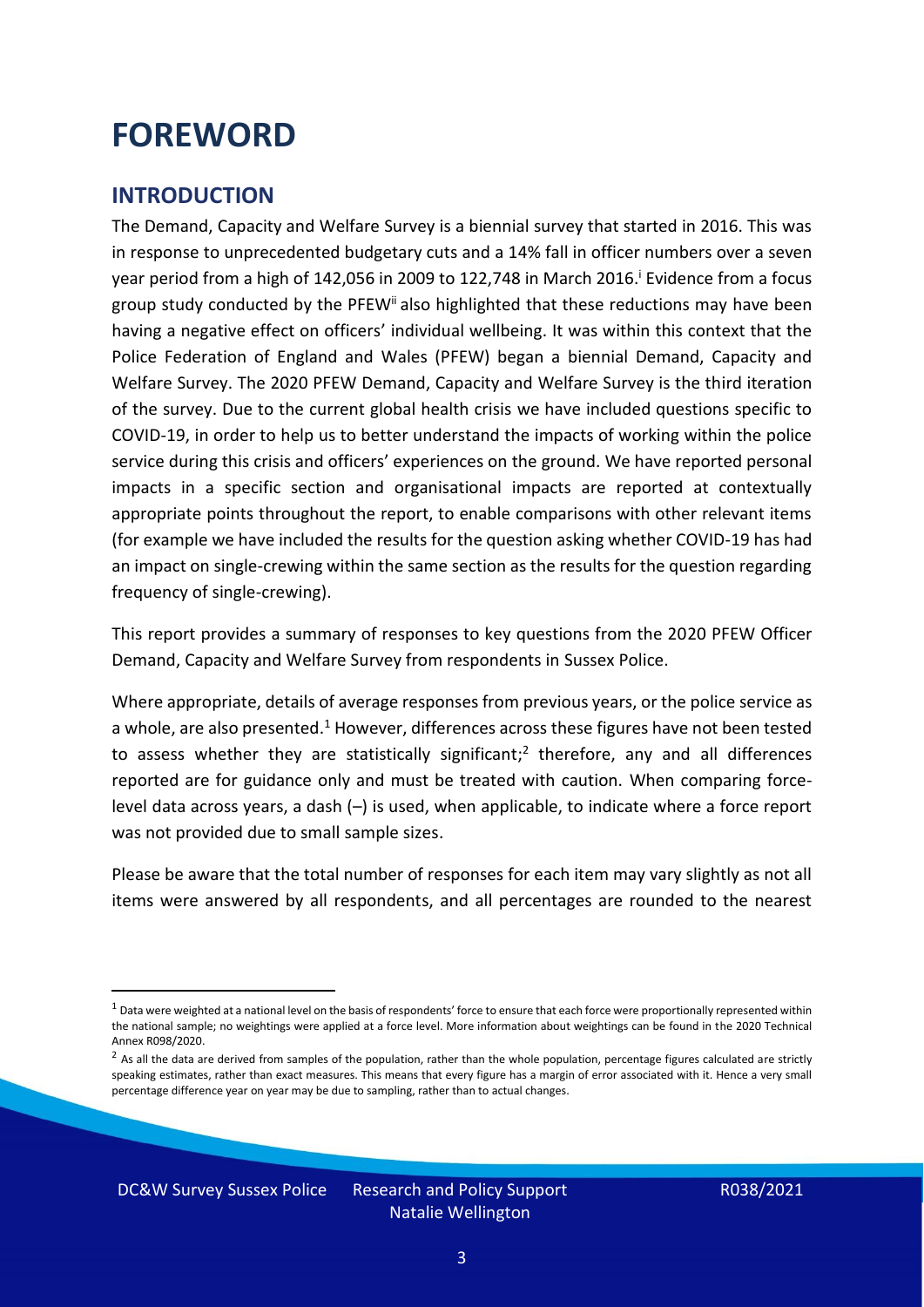# FOREWORD

## INTRODUCTION

The Demand, Capacity and Welfare Survey is a biennial survey that started in 2016. This was in response to unprecedented budgetary cuts and a 14% fall in officer numbers over a seven year period from a high of 142,056 in 2009 to 122,748 in March 2016.[i] Evidence from a focus group study conducted by the PFEW[ii] also highlighted that these reductions may have been having a negative effect on officers' individual wellbeing. It was within this context that the Police Federation of England and Wales (PFEW) began a biennial Demand, Capacity and Welfare Survey. The 2020 PFEW Demand, Capacity and Welfare Survey is the third iteration of the survey. Due to the current global health crisis we have included questions specific to COVID-19, in order to help us to better understand the impacts of working within the police service during this crisis and officers' experiences on the ground. We have reported personal impacts in a specific section and organisational impacts are reported at contextually appropriate points throughout the report, to enable comparisons with other relevant items (for example we have included the results for the question asking whether COVID-19 has had an impact on single-crewing within the same section as the results for the question regarding frequency of single-crewing).

This report provides a summary of responses to key questions from the 2020 PFEW Officer Demand, Capacity and Welfare Survey from respondents in Sussex Police.

Where appropriate, details of average responses from previous years, or the police service as a whole, are also presented.[1] However, differences across these figures have not been tested to assess whether they are statistically significant;[2] therefore, any and all differences reported are for guidance only and must be treated with caution. When comparing force-level data across years, a dash (–) is used, when applicable, to indicate where a force report was not provided due to small sample sizes.

Please be aware that the total number of responses for each item may vary slightly as not all items were answered by all respondents, and all percentages are rounded to the nearest

[1] Data were weighted at a national level on the basis of respondents' force to ensure that each force were proportionally represented within the national sample; no weightings were applied at a force level. More information about weightings can be found in the 2020 Technical Annex R098/2020.

[2] As all the data are derived from samples of the population, rather than the whole population, percentage figures calculated are strictly speaking estimates, rather than exact measures. This means that every figure has a margin of error associated with it. Hence a very small percentage difference year on year may be due to sampling, rather than to actual changes.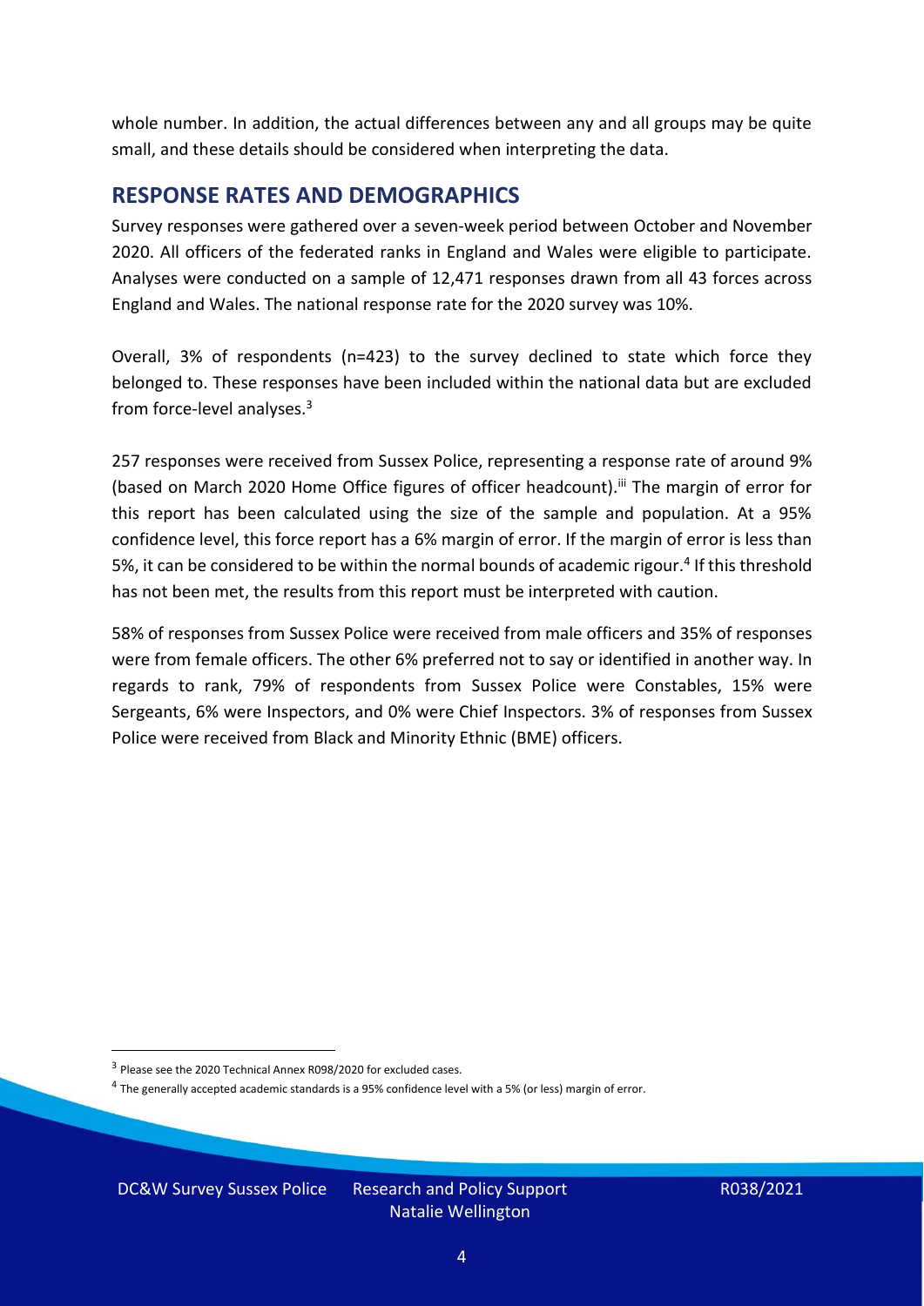whole number. In addition, the actual differences between any and all groups may be quite small, and these details should be considered when interpreting the data.

## RESPONSE RATES AND DEMOGRAPHICS

Survey responses were gathered over a seven-week period between October and November 2020. All officers of the federated ranks in England and Wales were eligible to participate. Analyses were conducted on a sample of 12,471 responses drawn from all 43 forces across England and Wales. The national response rate for the 2020 survey was 10%.

Overall, 3% of respondents (n=423) to the survey declined to state which force they belonged to. These responses have been included within the national data but are excluded from force-level analyses.[3]

257 responses were received from Sussex Police, representing a response rate of around 9% (based on March 2020 Home Office figures of officer headcount).[iii] The margin of error for this report has been calculated using the size of the sample and population. At a 95% confidence level, this force report has a 6% margin of error. If the margin of error is less than 5%, it can be considered to be within the normal bounds of academic rigour.[4] If this threshold has not been met, the results from this report must be interpreted with caution.

58% of responses from Sussex Police were received from male officers and 35% of responses were from female officers. The other 6% preferred not to say or identified in another way. In regards to rank, 79% of respondents from Sussex Police were Constables, 15% were Sergeants, 6% were Inspectors, and 0% were Chief Inspectors. 3% of responses from Sussex Police were received from Black and Minority Ethnic (BME) officers.

[3] Please see the 2020 Technical Annex R098/2020 for excluded cases.

[4] The generally accepted academic standards is a 95% confidence level with a 5% (or less) margin of error.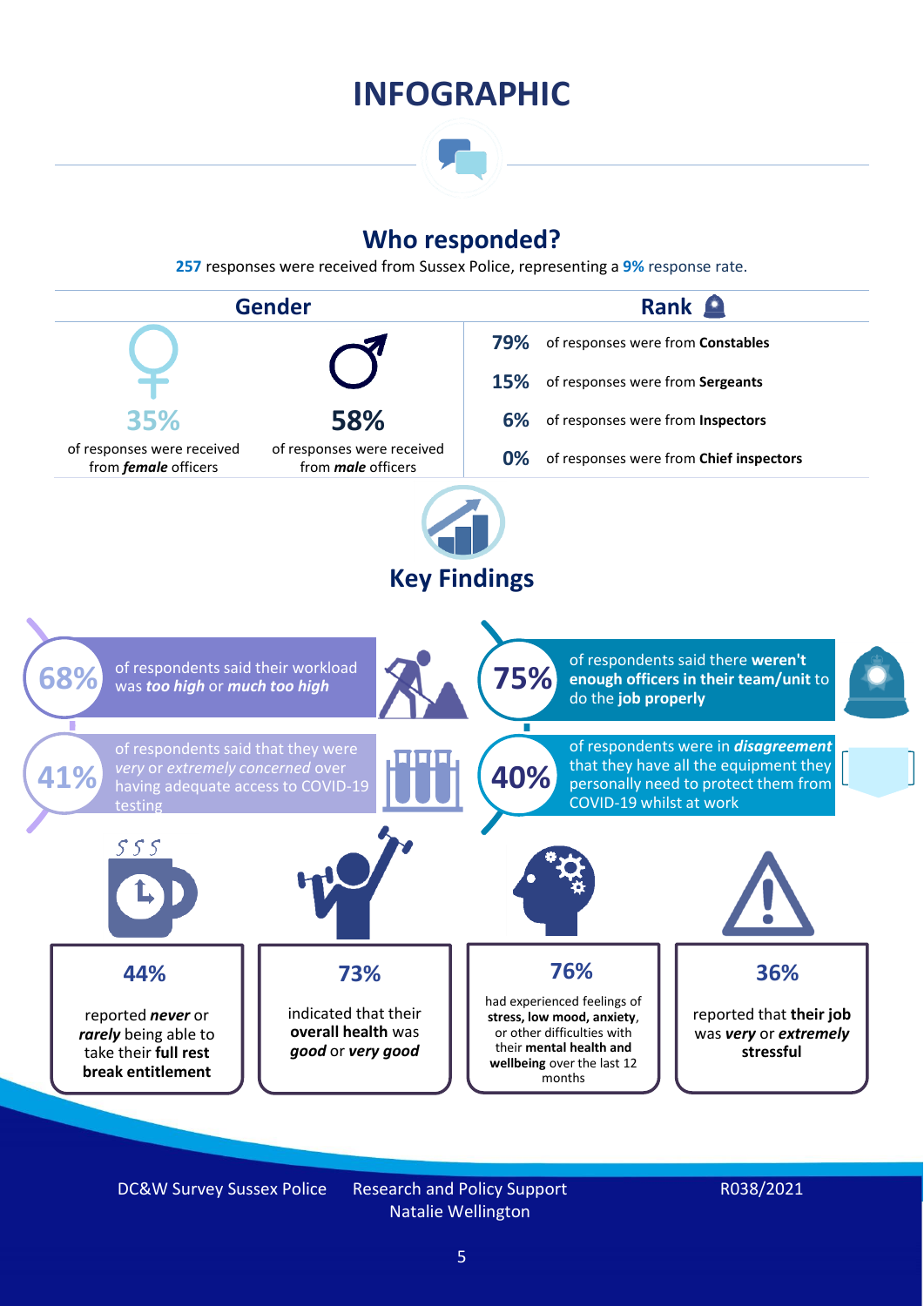# INFOGRAPHIC

## Who responded?

**257** responses were received from Sussex Police, representing a **9%** response rate.

### Gender

**35%** of responses were received from ***female*** officers

**58%** of responses were received from ***male*** officers

### Rank

**79%** of responses were from **Constables**

**15%** of responses were from **Sergeants**

**6%** of responses were from **Inspectors**

**0%** of responses were from **Chief inspectors**

## Key Findings

**68%** of respondents said their workload was ***too high*** or ***much too high***

**75%** of respondents said there **weren't enough officers in their team/unit** to do the **job properly**

**41%** of respondents said that they were *very* or *extremely concerned* over having adequate access to COVID-19 testing

**40%** of respondents were in ***disagreement*** that they have all the equipment they personally need to protect them from COVID-19 whilst at work

**44%** reported ***never*** or ***rarely*** being able to take their **full rest break entitlement**

**73%** indicated that their **overall health** was ***good*** or ***very good***

**76%** had experienced feelings of **stress, low mood, anxiety**, or other difficulties with their **mental health and wellbeing** over the last 12 months

**36%** reported that **their job** was ***very*** or ***extremely*** **stressful**

DC&W Survey Sussex Police

Research and Policy Support
Natalie Wellington

R038/2021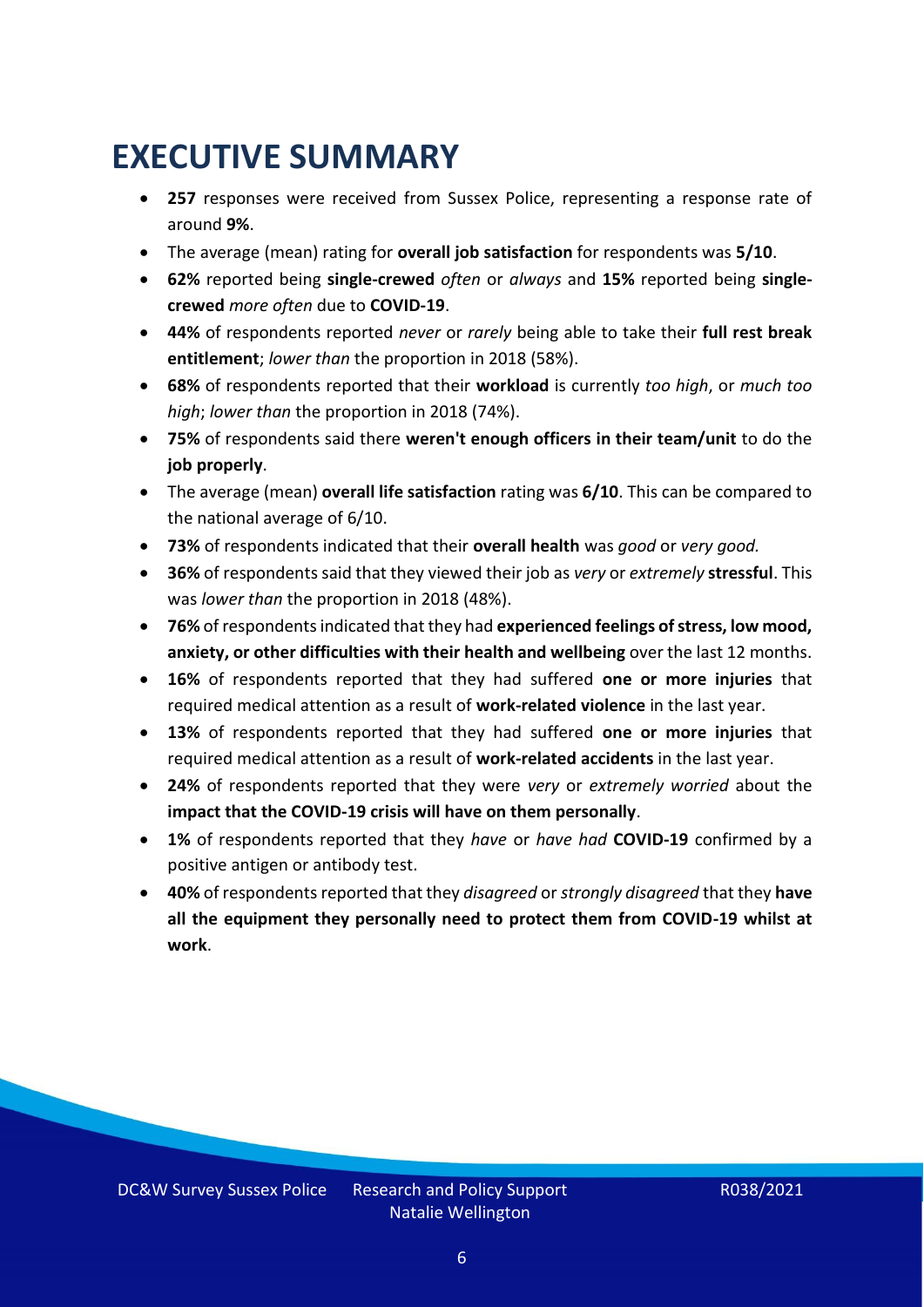# EXECUTIVE SUMMARY

- **257** responses were received from Sussex Police, representing a response rate of around **9%**.
- The average (mean) rating for **overall job satisfaction** for respondents was **5/10**.
- **62%** reported being **single-crewed** *often* or *always* and **15%** reported being **single-crewed** *more often* due to **COVID-19**.
- **44%** of respondents reported *never* or *rarely* being able to take their **full rest break entitlement**; *lower than* the proportion in 2018 (58%).
- **68%** of respondents reported that their **workload** is currently *too high*, or *much too high*; *lower than* the proportion in 2018 (74%).
- **75%** of respondents said there **weren't enough officers in their team/unit** to do the **job properly**.
- The average (mean) **overall life satisfaction** rating was **6/10**. This can be compared to the national average of 6/10.
- **73%** of respondents indicated that their **overall health** was *good* or *very good.*
- **36%** of respondents said that they viewed their job as *very* or *extremely* **stressful**. This was *lower than* the proportion in 2018 (48%).
- **76%** of respondents indicated that they had **experienced feelings of stress, low mood, anxiety, or other difficulties with their health and wellbeing** over the last 12 months.
- **16%** of respondents reported that they had suffered **one or more injuries** that required medical attention as a result of **work-related violence** in the last year.
- **13%** of respondents reported that they had suffered **one or more injuries** that required medical attention as a result of **work-related accidents** in the last year.
- **24%** of respondents reported that they were *very* or *extremely worried* about the **impact that the COVID-19 crisis will have on them personally**.
- **1%** of respondents reported that they *have* or *have had* **COVID-19** confirmed by a positive antigen or antibody test.
- **40%** of respondents reported that they *disagreed* or *strongly disagreed* that they **have all the equipment they personally need to protect them from COVID-19 whilst at work**.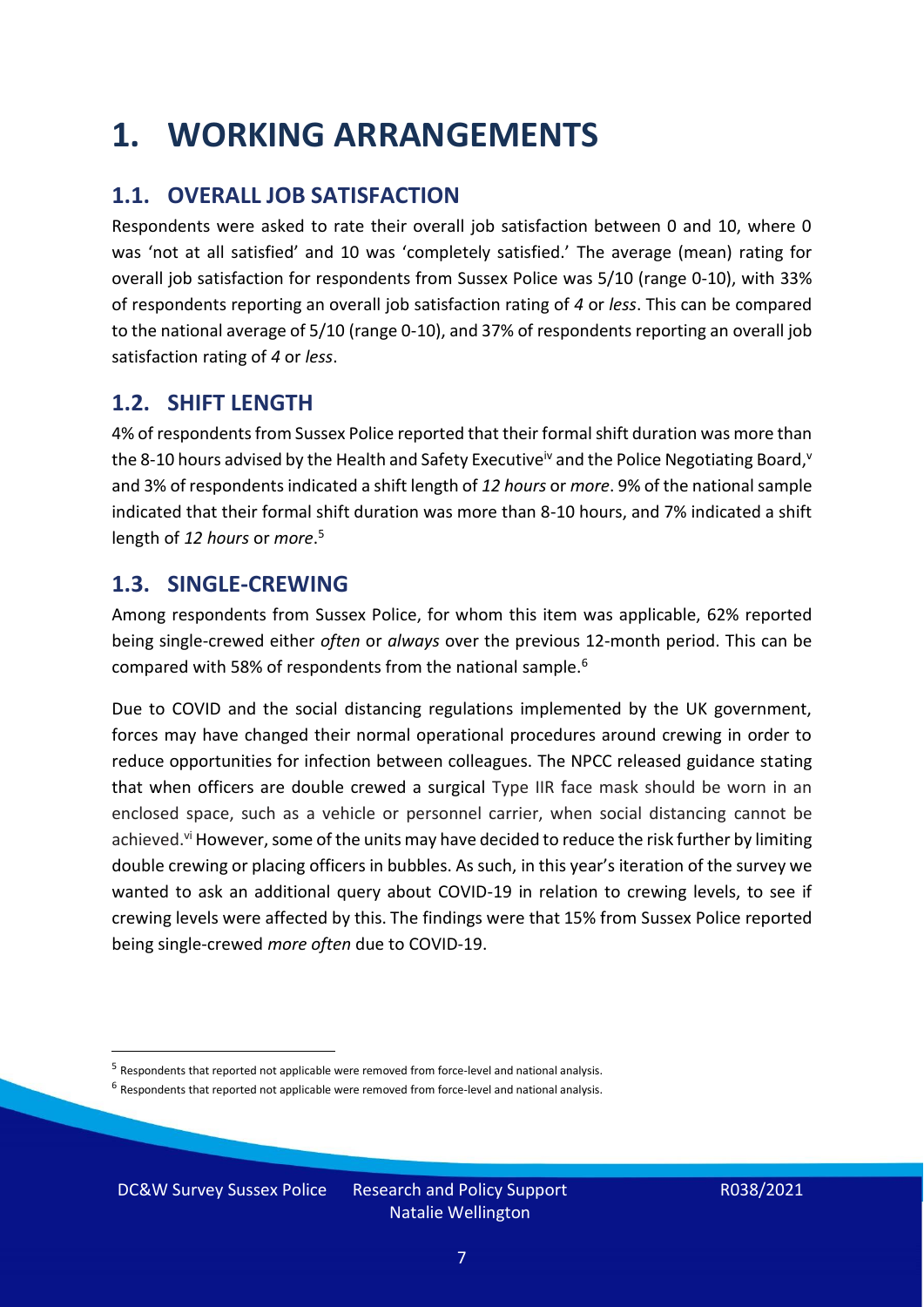# 1. WORKING ARRANGEMENTS

## 1.1. OVERALL JOB SATISFACTION

Respondents were asked to rate their overall job satisfaction between 0 and 10, where 0 was 'not at all satisfied' and 10 was 'completely satisfied.' The average (mean) rating for overall job satisfaction for respondents from Sussex Police was 5/10 (range 0-10), with 33% of respondents reporting an overall job satisfaction rating of *4* or *less*. This can be compared to the national average of 5/10 (range 0-10), and 37% of respondents reporting an overall job satisfaction rating of *4* or *less*.

## 1.2. SHIFT LENGTH

4% of respondents from Sussex Police reported that their formal shift duration was more than the 8-10 hours advised by the Health and Safety Executive[iv] and the Police Negotiating Board,[v] and 3% of respondents indicated a shift length of *12 hours* or *more*. 9% of the national sample indicated that their formal shift duration was more than 8-10 hours, and 7% indicated a shift length of *12 hours* or *more*.[5]

## 1.3. SINGLE-CREWING

Among respondents from Sussex Police, for whom this item was applicable, 62% reported being single-crewed either *often* or *always* over the previous 12-month period. This can be compared with 58% of respondents from the national sample.[6]

Due to COVID and the social distancing regulations implemented by the UK government, forces may have changed their normal operational procedures around crewing in order to reduce opportunities for infection between colleagues. The NPCC released guidance stating that when officers are double crewed a surgical Type IIR face mask should be worn in an enclosed space, such as a vehicle or personnel carrier, when social distancing cannot be achieved.[vi] However, some of the units may have decided to reduce the risk further by limiting double crewing or placing officers in bubbles. As such, in this year's iteration of the survey we wanted to ask an additional query about COVID-19 in relation to crewing levels, to see if crewing levels were affected by this. The findings were that 15% from Sussex Police reported being single-crewed *more often* due to COVID-19.

[5] Respondents that reported not applicable were removed from force-level and national analysis.

[6] Respondents that reported not applicable were removed from force-level and national analysis.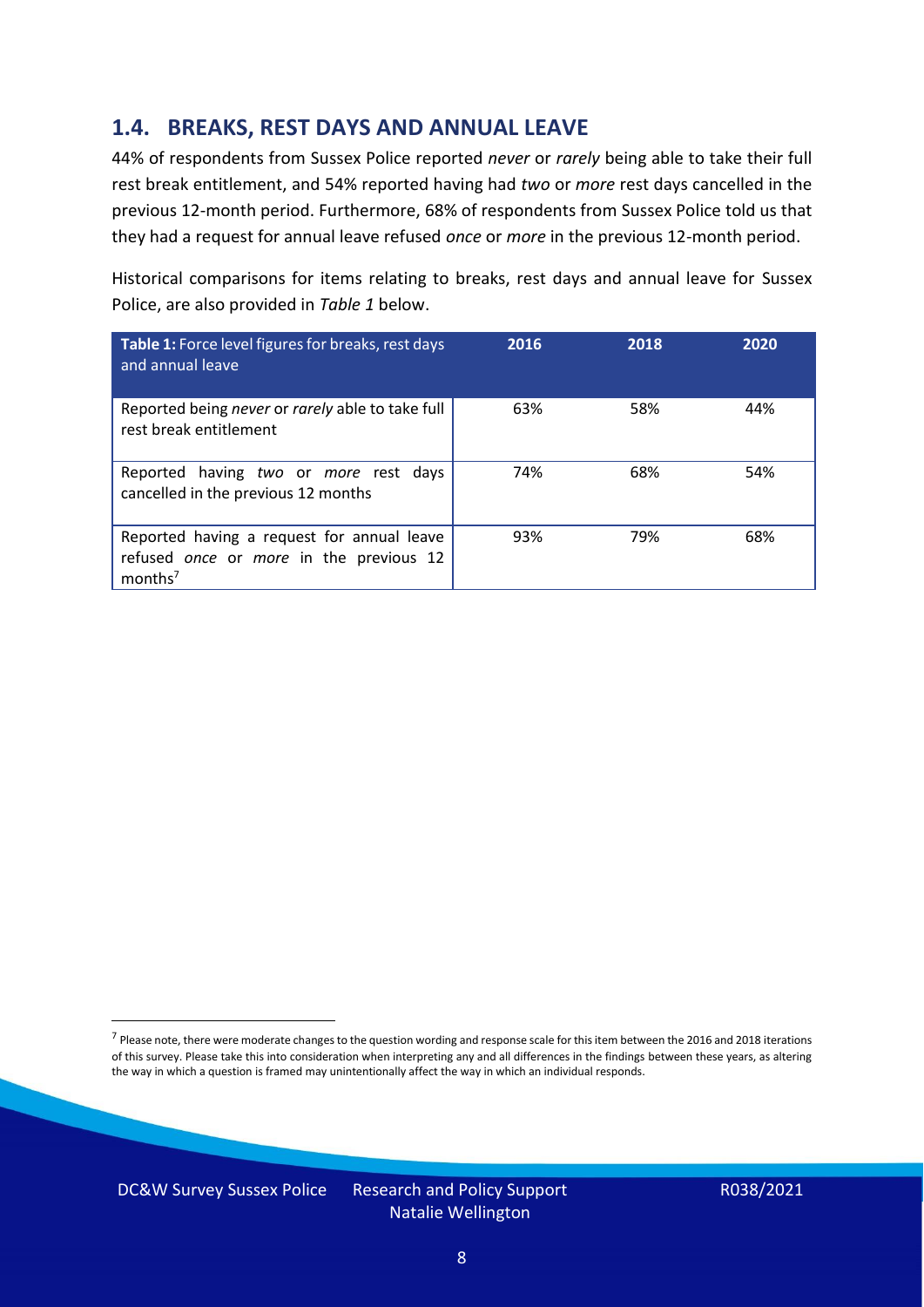## 1.4. BREAKS, REST DAYS AND ANNUAL LEAVE

44% of respondents from Sussex Police reported *never* or *rarely* being able to take their full rest break entitlement, and 54% reported having had *two* or *more* rest days cancelled in the previous 12-month period. Furthermore, 68% of respondents from Sussex Police told us that they had a request for annual leave refused *once* or *more* in the previous 12-month period.

Historical comparisons for items relating to breaks, rest days and annual leave for Sussex Police, are also provided in *Table 1* below.

| **Table 1:** Force level figures for breaks, rest days and annual leave | 2016 | 2018 | 2020 |
|---|---|---|---|
| Reported being *never* or *rarely* able to take full rest break entitlement | 63% | 58% | 44% |
| Reported having *two* or *more* rest days cancelled in the previous 12 months | 74% | 68% | 54% |
| Reported having a request for annual leave refused *once* or *more* in the previous 12 months[7] | 93% | 79% | 68% |

[7] Please note, there were moderate changes to the question wording and response scale for this item between the 2016 and 2018 iterations of this survey. Please take this into consideration when interpreting any and all differences in the findings between these years, as altering the way in which a question is framed may unintentionally affect the way in which an individual responds.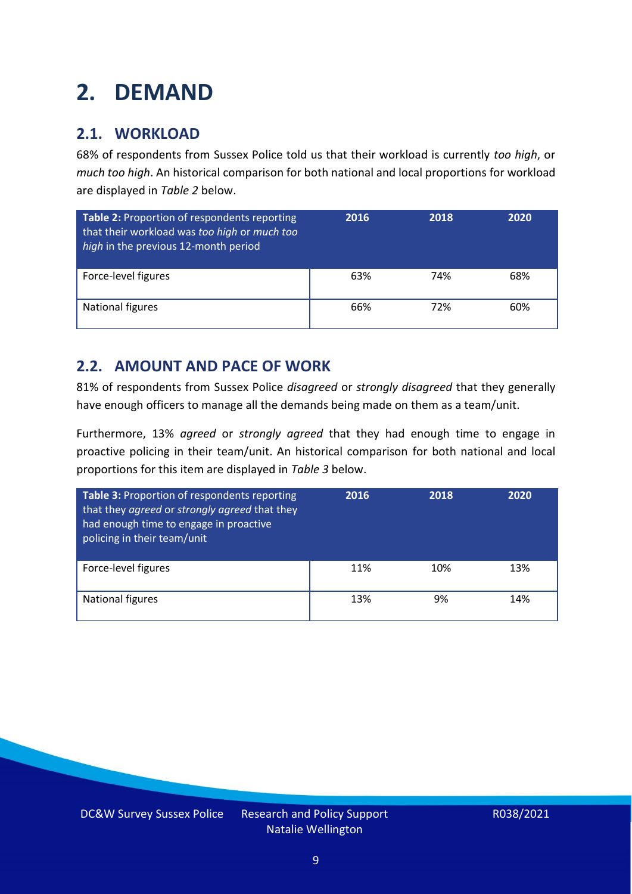# 2. DEMAND

## 2.1. WORKLOAD

68% of respondents from Sussex Police told us that their workload is currently *too high*, or *much too high*. An historical comparison for both national and local proportions for workload are displayed in *Table 2* below.

| **Table 2:** Proportion of respondents reporting that their workload was *too high* or *much too high* in the previous 12-month period | 2016 | 2018 | 2020 |
|---|---|---|---|
| Force-level figures | 63% | 74% | 68% |
| National figures | 66% | 72% | 60% |

## 2.2. AMOUNT AND PACE OF WORK

81% of respondents from Sussex Police *disagreed* or *strongly disagreed* that they generally have enough officers to manage all the demands being made on them as a team/unit.

Furthermore, 13% *agreed* or *strongly agreed* that they had enough time to engage in proactive policing in their team/unit. An historical comparison for both national and local proportions for this item are displayed in *Table 3* below.

| **Table 3:** Proportion of respondents reporting that they *agreed* or *strongly agreed* that they had enough time to engage in proactive policing in their team/unit | 2016 | 2018 | 2020 |
|---|---|---|---|
| Force-level figures | 11% | 10% | 13% |
| National figures | 13% | 9% | 14% |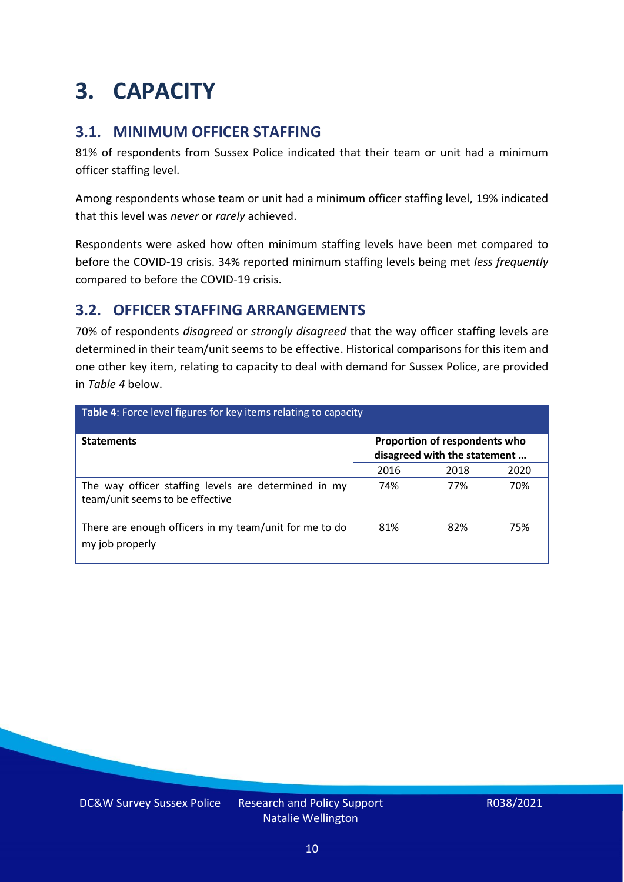# 3. CAPACITY

## 3.1. MINIMUM OFFICER STAFFING

81% of respondents from Sussex Police indicated that their team or unit had a minimum officer staffing level.

Among respondents whose team or unit had a minimum officer staffing level, 19% indicated that this level was *never* or *rarely* achieved.

Respondents were asked how often minimum staffing levels have been met compared to before the COVID-19 crisis. 34% reported minimum staffing levels being met *less frequently* compared to before the COVID-19 crisis.

## 3.2. OFFICER STAFFING ARRANGEMENTS

70% of respondents *disagreed* or *strongly disagreed* that the way officer staffing levels are determined in their team/unit seems to be effective. Historical comparisons for this item and one other key item, relating to capacity to deal with demand for Sussex Police, are provided in *Table 4* below.

**Table 4**: Force level figures for key items relating to capacity

| **Statements** | **Proportion of respondents who disagreed with the statement …** | | |
|---|---|---|---|
| | 2016 | 2018 | 2020 |
| The way officer staffing levels are determined in my team/unit seems to be effective | 74% | 77% | 70% |
| There are enough officers in my team/unit for me to do my job properly | 81% | 82% | 75% |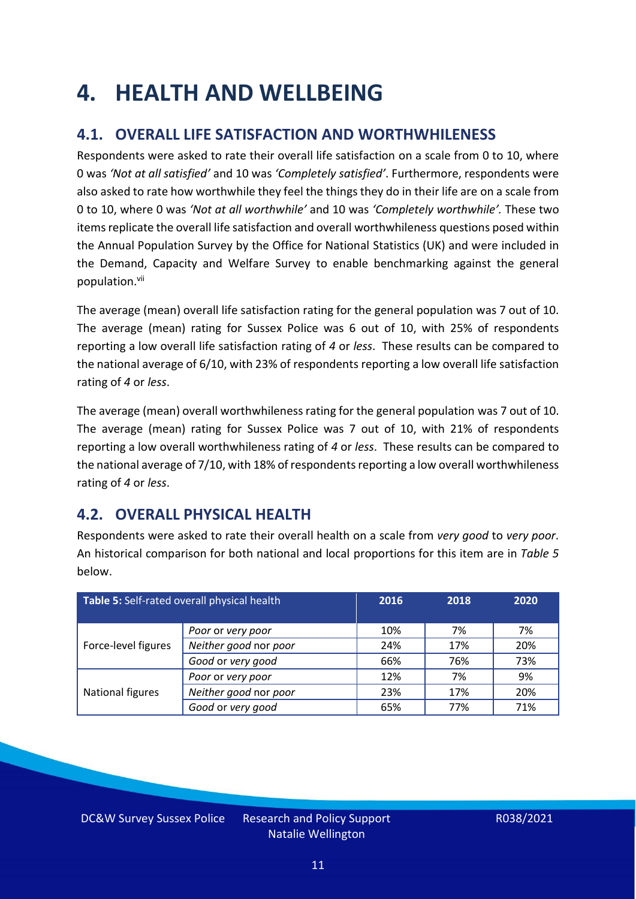# 4. HEALTH AND WELLBEING

## 4.1. OVERALL LIFE SATISFACTION AND WORTHWHILENESS

Respondents were asked to rate their overall life satisfaction on a scale from 0 to 10, where 0 was *'Not at all satisfied'* and 10 was *'Completely satisfied'*. Furthermore, respondents were also asked to rate how worthwhile they feel the things they do in their life are on a scale from 0 to 10, where 0 was *'Not at all worthwhile'* and 10 was *'Completely worthwhile'.* These two items replicate the overall life satisfaction and overall worthwhileness questions posed within the Annual Population Survey by the Office for National Statistics (UK) and were included in the Demand, Capacity and Welfare Survey to enable benchmarking against the general population.[vii]

The average (mean) overall life satisfaction rating for the general population was 7 out of 10. The average (mean) rating for Sussex Police was 6 out of 10, with 25% of respondents reporting a low overall life satisfaction rating of *4* or *less*. These results can be compared to the national average of 6/10, with 23% of respondents reporting a low overall life satisfaction rating of *4* or *less*.

The average (mean) overall worthwhileness rating for the general population was 7 out of 10. The average (mean) rating for Sussex Police was 7 out of 10, with 21% of respondents reporting a low overall worthwhileness rating of *4* or *less*. These results can be compared to the national average of 7/10, with 18% of respondents reporting a low overall worthwhileness rating of *4* or *less*.

## 4.2. OVERALL PHYSICAL HEALTH

Respondents were asked to rate their overall health on a scale from *very good* to *very poor*. An historical comparison for both national and local proportions for this item are in *Table 5* below.

| **Table 5:** Self-rated overall physical health | | 2016 | 2018 | 2020 |
|---|---|---|---|---|
| Force-level figures | *Poor* or *very poor* | 10% | 7% | 7% |
| | *Neither good* nor *poor* | 24% | 17% | 20% |
| | *Good* or *very good* | 66% | 76% | 73% |
| National figures | *Poor* or *very poor* | 12% | 7% | 9% |
| | *Neither good* nor *poor* | 23% | 17% | 20% |
| | *Good* or *very good* | 65% | 77% | 71% |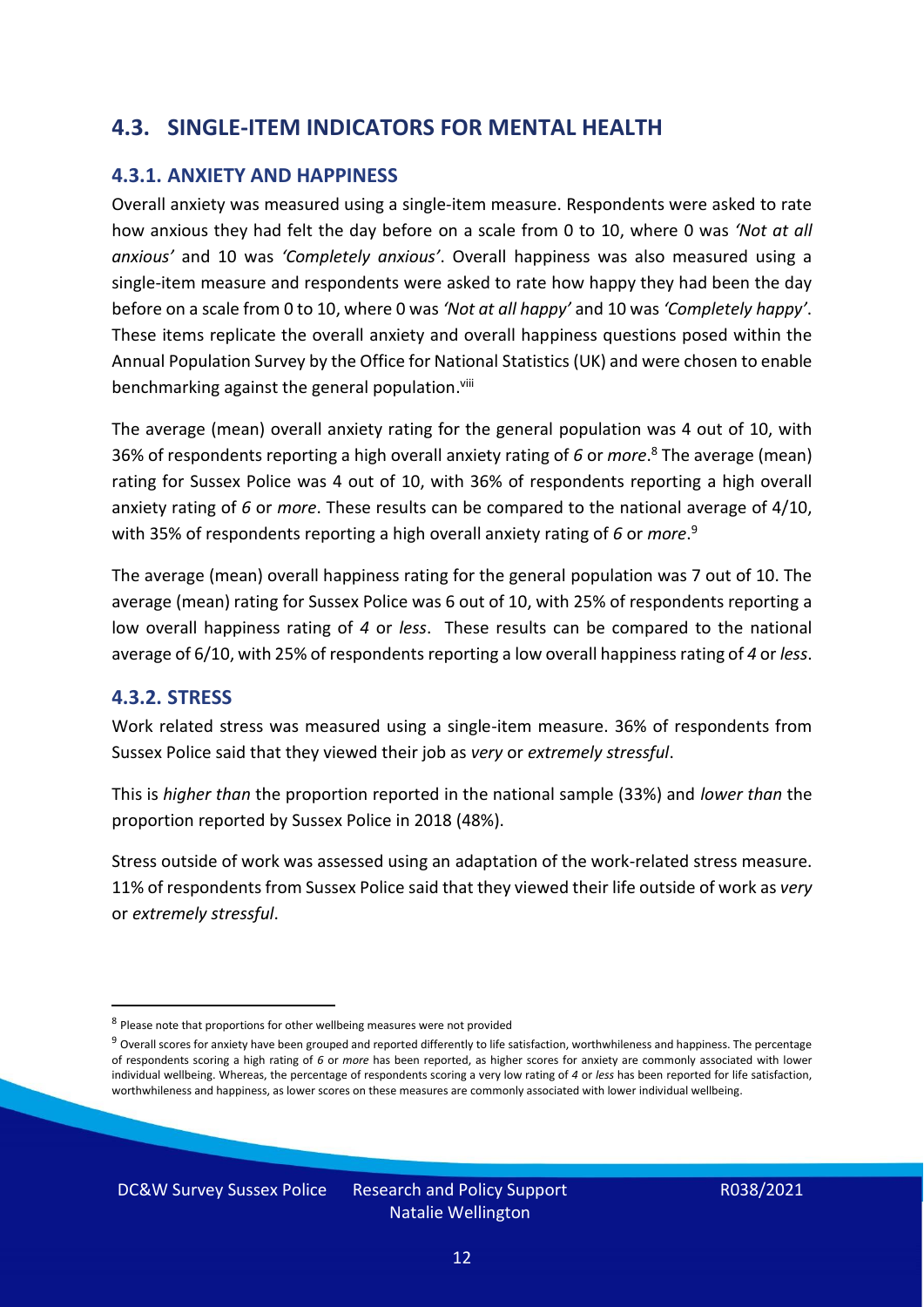## 4.3. SINGLE-ITEM INDICATORS FOR MENTAL HEALTH

### 4.3.1. ANXIETY AND HAPPINESS

Overall anxiety was measured using a single-item measure. Respondents were asked to rate how anxious they had felt the day before on a scale from 0 to 10, where 0 was *'Not at all anxious'* and 10 was *'Completely anxious'*. Overall happiness was also measured using a single-item measure and respondents were asked to rate how happy they had been the day before on a scale from 0 to 10, where 0 was *'Not at all happy'* and 10 was *'Completely happy'*. These items replicate the overall anxiety and overall happiness questions posed within the Annual Population Survey by the Office for National Statistics (UK) and were chosen to enable benchmarking against the general population.[viii]

The average (mean) overall anxiety rating for the general population was 4 out of 10, with 36% of respondents reporting a high overall anxiety rating of *6* or *more*.[8] The average (mean) rating for Sussex Police was 4 out of 10, with 36% of respondents reporting a high overall anxiety rating of *6* or *more*. These results can be compared to the national average of 4/10, with 35% of respondents reporting a high overall anxiety rating of *6* or *more*.[9]

The average (mean) overall happiness rating for the general population was 7 out of 10. The average (mean) rating for Sussex Police was 6 out of 10, with 25% of respondents reporting a low overall happiness rating of *4* or *less*. These results can be compared to the national average of 6/10, with 25% of respondents reporting a low overall happiness rating of *4* or *less*.

### 4.3.2. STRESS

Work related stress was measured using a single-item measure. 36% of respondents from Sussex Police said that they viewed their job as *very* or *extremely stressful*.

This is *higher than* the proportion reported in the national sample (33%) and *lower than* the proportion reported by Sussex Police in 2018 (48%).

Stress outside of work was assessed using an adaptation of the work-related stress measure. 11% of respondents from Sussex Police said that they viewed their life outside of work as *very* or *extremely stressful*.

---

[8] Please note that proportions for other wellbeing measures were not provided

[9] Overall scores for anxiety have been grouped and reported differently to life satisfaction, worthwhileness and happiness. The percentage of respondents scoring a high rating of *6* or *more* has been reported, as higher scores for anxiety are commonly associated with lower individual wellbeing. Whereas, the percentage of respondents scoring a very low rating of *4* or *less* has been reported for life satisfaction, worthwhileness and happiness, as lower scores on these measures are commonly associated with lower individual wellbeing.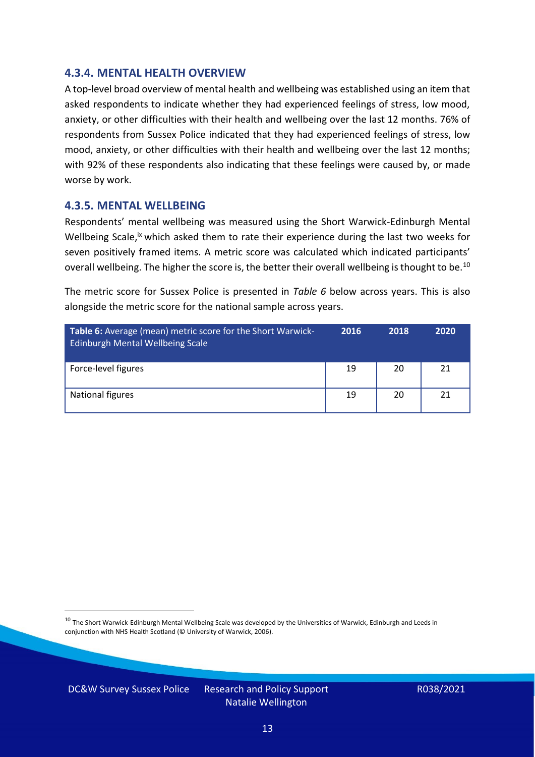### 4.3.4. MENTAL HEALTH OVERVIEW

A top-level broad overview of mental health and wellbeing was established using an item that asked respondents to indicate whether they had experienced feelings of stress, low mood, anxiety, or other difficulties with their health and wellbeing over the last 12 months. 76% of respondents from Sussex Police indicated that they had experienced feelings of stress, low mood, anxiety, or other difficulties with their health and wellbeing over the last 12 months; with 92% of these respondents also indicating that these feelings were caused by, or made worse by work.

### 4.3.5. MENTAL WELLBEING

Respondents' mental wellbeing was measured using the Short Warwick-Edinburgh Mental Wellbeing Scale,[ix] which asked them to rate their experience during the last two weeks for seven positively framed items. A metric score was calculated which indicated participants' overall wellbeing. The higher the score is, the better their overall wellbeing is thought to be.[10]

The metric score for Sussex Police is presented in *Table 6* below across years. This is also alongside the metric score for the national sample across years.

| **Table 6:** Average (mean) metric score for the Short Warwick-Edinburgh Mental Wellbeing Scale | 2016 | 2018 | 2020 |
|---|---|---|---|
| Force-level figures | 19 | 20 | 21 |
| National figures | 19 | 20 | 21 |

[10] The Short Warwick-Edinburgh Mental Wellbeing Scale was developed by the Universities of Warwick, Edinburgh and Leeds in conjunction with NHS Health Scotland (© University of Warwick, 2006).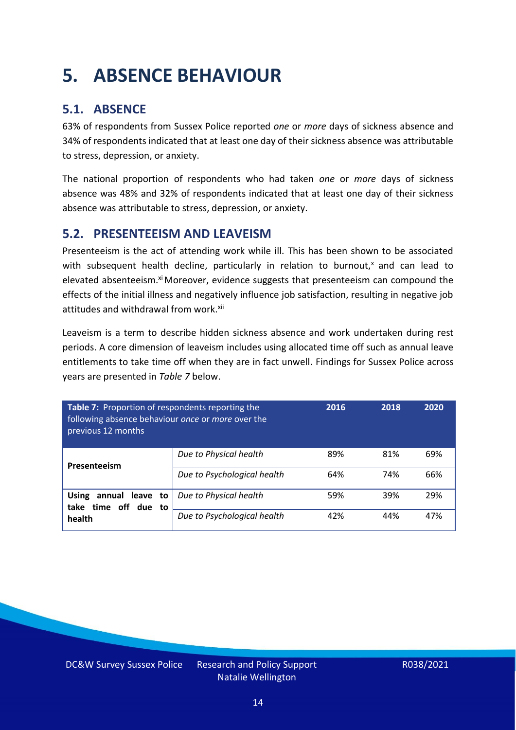# 5. ABSENCE BEHAVIOUR

## 5.1. ABSENCE

63% of respondents from Sussex Police reported *one* or *more* days of sickness absence and 34% of respondents indicated that at least one day of their sickness absence was attributable to stress, depression, or anxiety.

The national proportion of respondents who had taken *one* or *more* days of sickness absence was 48% and 32% of respondents indicated that at least one day of their sickness absence was attributable to stress, depression, or anxiety.

## 5.2. PRESENTEEISM AND LEAVEISM

Presenteeism is the act of attending work while ill. This has been shown to be associated with subsequent health decline, particularly in relation to burnout,[x] and can lead to elevated absenteeism.[xi] Moreover, evidence suggests that presenteeism can compound the effects of the initial illness and negatively influence job satisfaction, resulting in negative job attitudes and withdrawal from work.[xii]

Leaveism is a term to describe hidden sickness absence and work undertaken during rest periods. A core dimension of leaveism includes using allocated time off such as annual leave entitlements to take time off when they are in fact unwell. Findings for Sussex Police across years are presented in *Table 7* below.

| **Table 7:** Proportion of respondents reporting the following absence behaviour *once* or *more* over the previous 12 months | | 2016 | 2018 | 2020 |
|---|---|---|---|---|
| **Presenteeism** | *Due to Physical health* | 89% | 81% | 69% |
| | *Due to Psychological health* | 64% | 74% | 66% |
| **Using annual leave to take time off due to health** | *Due to Physical health* | 59% | 39% | 29% |
| | *Due to Psychological health* | 42% | 44% | 47% |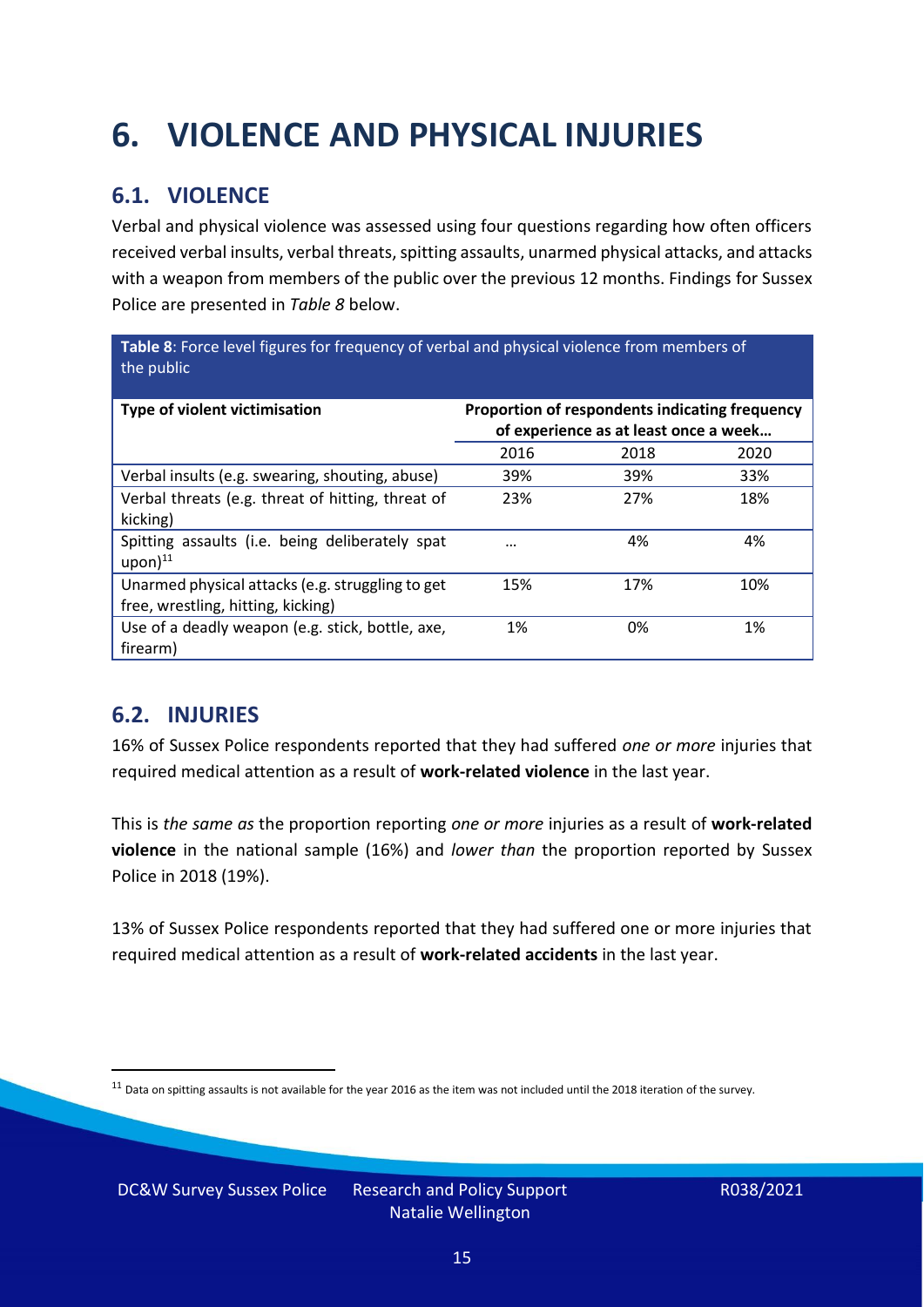# 6. VIOLENCE AND PHYSICAL INJURIES

## 6.1. VIOLENCE

Verbal and physical violence was assessed using four questions regarding how often officers received verbal insults, verbal threats, spitting assaults, unarmed physical attacks, and attacks with a weapon from members of the public over the previous 12 months. Findings for Sussex Police are presented in *Table 8* below.

**Table 8**: Force level figures for frequency of verbal and physical violence from members of the public

| Type of violent victimisation | Proportion of respondents indicating frequency of experience as at least once a week… | | |
|---|---|---|---|
| | 2016 | 2018 | 2020 |
| Verbal insults (e.g. swearing, shouting, abuse) | 39% | 39% | 33% |
| Verbal threats (e.g. threat of hitting, threat of kicking) | 23% | 27% | 18% |
| Spitting assaults (i.e. being deliberately spat upon)[11] | … | 4% | 4% |
| Unarmed physical attacks (e.g. struggling to get free, wrestling, hitting, kicking) | 15% | 17% | 10% |
| Use of a deadly weapon (e.g. stick, bottle, axe, firearm) | 1% | 0% | 1% |

## 6.2. INJURIES

16% of Sussex Police respondents reported that they had suffered *one or more* injuries that required medical attention as a result of **work-related violence** in the last year.

This is *the same as* the proportion reporting *one or more* injuries as a result of **work-related violence** in the national sample (16%) and *lower than* the proportion reported by Sussex Police in 2018 (19%).

13% of Sussex Police respondents reported that they had suffered one or more injuries that required medical attention as a result of **work-related accidents** in the last year.

[11] Data on spitting assaults is not available for the year 2016 as the item was not included until the 2018 iteration of the survey.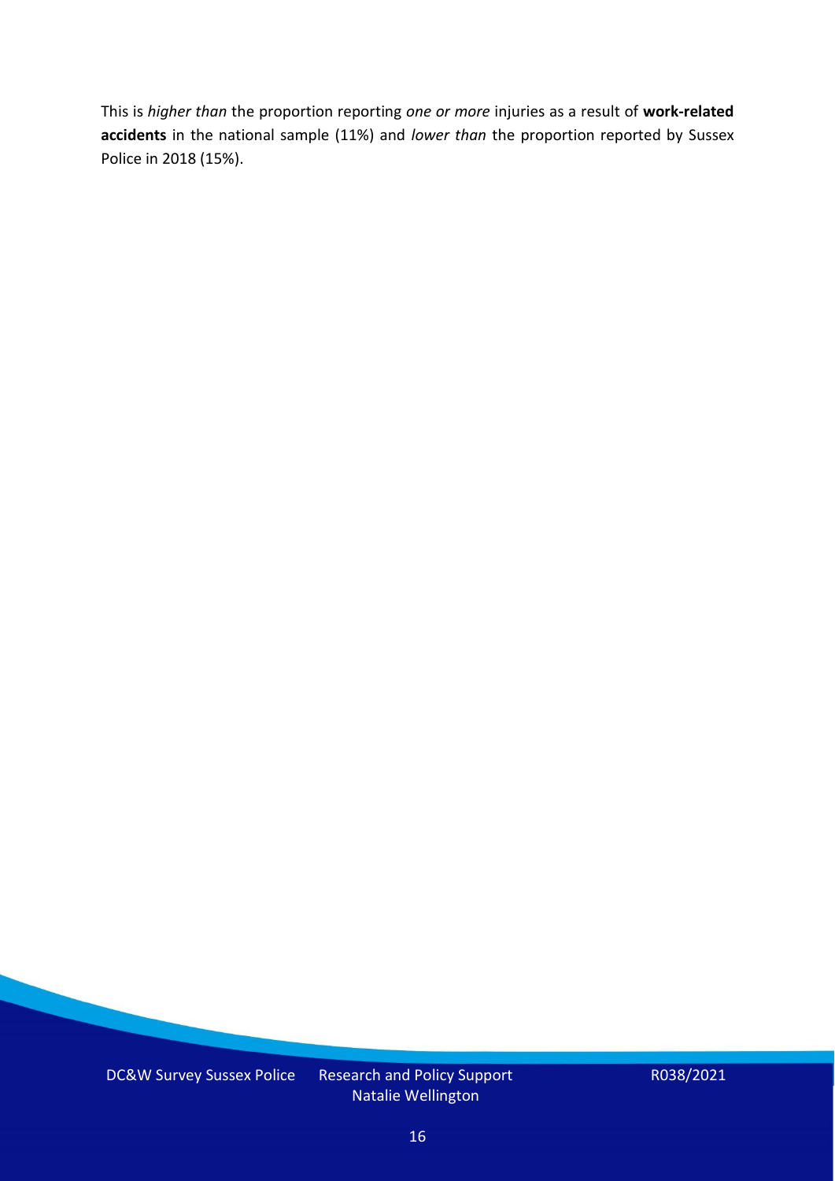This is *higher than* the proportion reporting *one or more* injuries as a result of **work-related accidents** in the national sample (11%) and *lower than* the proportion reported by Sussex Police in 2018 (15%).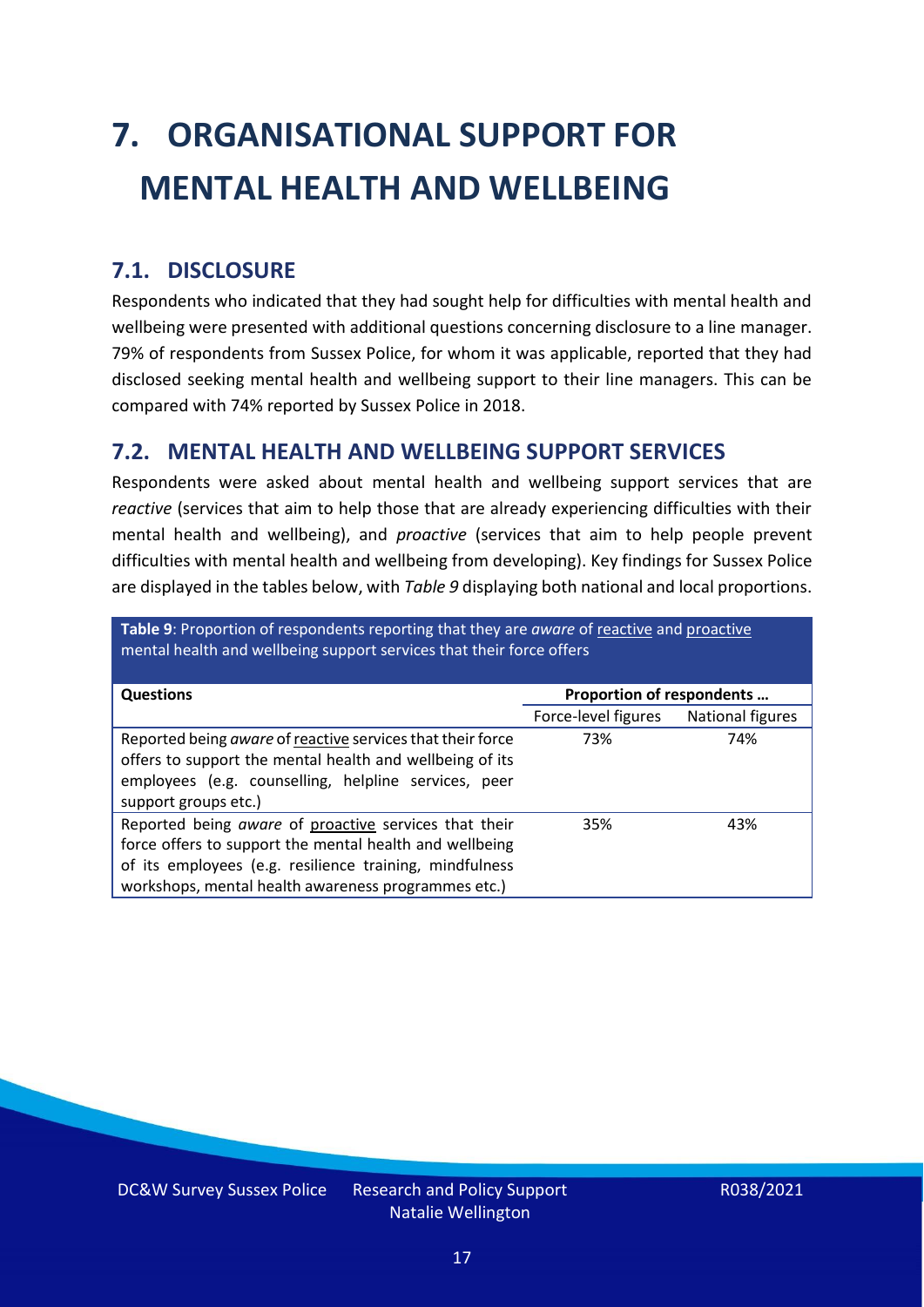# 7. ORGANISATIONAL SUPPORT FOR MENTAL HEALTH AND WELLBEING

## 7.1. DISCLOSURE

Respondents who indicated that they had sought help for difficulties with mental health and wellbeing were presented with additional questions concerning disclosure to a line manager. 79% of respondents from Sussex Police, for whom it was applicable, reported that they had disclosed seeking mental health and wellbeing support to their line managers. This can be compared with 74% reported by Sussex Police in 2018.

## 7.2. MENTAL HEALTH AND WELLBEING SUPPORT SERVICES

Respondents were asked about mental health and wellbeing support services that are *reactive* (services that aim to help those that are already experiencing difficulties with their mental health and wellbeing), and *proactive* (services that aim to help people prevent difficulties with mental health and wellbeing from developing). Key findings for Sussex Police are displayed in the tables below, with *Table 9* displaying both national and local proportions.

**Table 9**: Proportion of respondents reporting that they are *aware* of reactive and proactive mental health and wellbeing support services that their force offers

| Questions | Proportion of respondents … | |
|---|---|---|
| | Force-level figures | National figures |
| Reported being *aware* of reactive services that their force offers to support the mental health and wellbeing of its employees (e.g. counselling, helpline services, peer support groups etc.) | 73% | 74% |
| Reported being *aware* of proactive services that their force offers to support the mental health and wellbeing of its employees (e.g. resilience training, mindfulness workshops, mental health awareness programmes etc.) | 35% | 43% |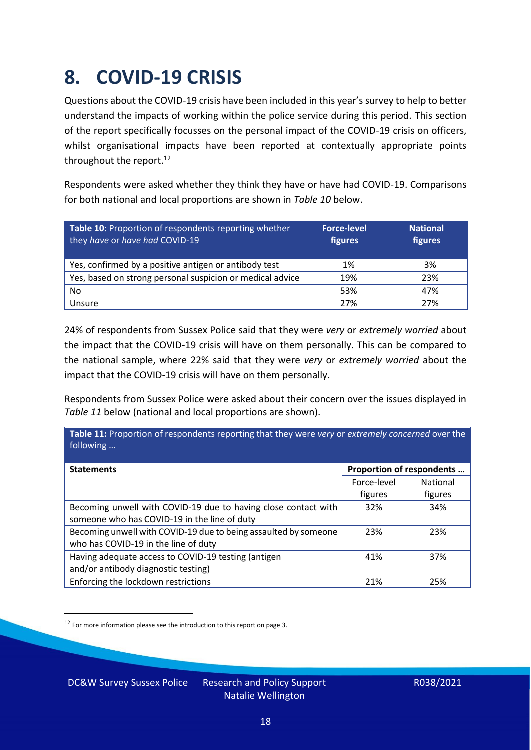# 8. COVID-19 CRISIS

Questions about the COVID-19 crisis have been included in this year's survey to help to better understand the impacts of working within the police service during this period. This section of the report specifically focusses on the personal impact of the COVID-19 crisis on officers, whilst organisational impacts have been reported at contextually appropriate points throughout the report.[12]

Respondents were asked whether they think they have or have had COVID-19. Comparisons for both national and local proportions are shown in *Table 10* below.

| **Table 10:** Proportion of respondents reporting whether they *have* or *have had* COVID-19 | **Force-level figures** | **National figures** |
|---|---|---|
| Yes, confirmed by a positive antigen or antibody test | 1% | 3% |
| Yes, based on strong personal suspicion or medical advice | 19% | 23% |
| No | 53% | 47% |
| Unsure | 27% | 27% |

24% of respondents from Sussex Police said that they were *very* or *extremely worried* about the impact that the COVID-19 crisis will have on them personally. This can be compared to the national sample, where 22% said that they were *very* or *extremely worried* about the impact that the COVID-19 crisis will have on them personally.

Respondents from Sussex Police were asked about their concern over the issues displayed in *Table 11* below (national and local proportions are shown).

**Table 11:** Proportion of respondents reporting that they were *very* or *extremely concerned* over the following …

| **Statements** | **Proportion of respondents …** | |
|---|---|---|
| | Force-level figures | National figures |
| Becoming unwell with COVID-19 due to having close contact with someone who has COVID-19 in the line of duty | 32% | 34% |
| Becoming unwell with COVID-19 due to being assaulted by someone who has COVID-19 in the line of duty | 23% | 23% |
| Having adequate access to COVID-19 testing (antigen and/or antibody diagnostic testing) | 41% | 37% |
| Enforcing the lockdown restrictions | 21% | 25% |

[12] For more information please see the introduction to this report on page 3.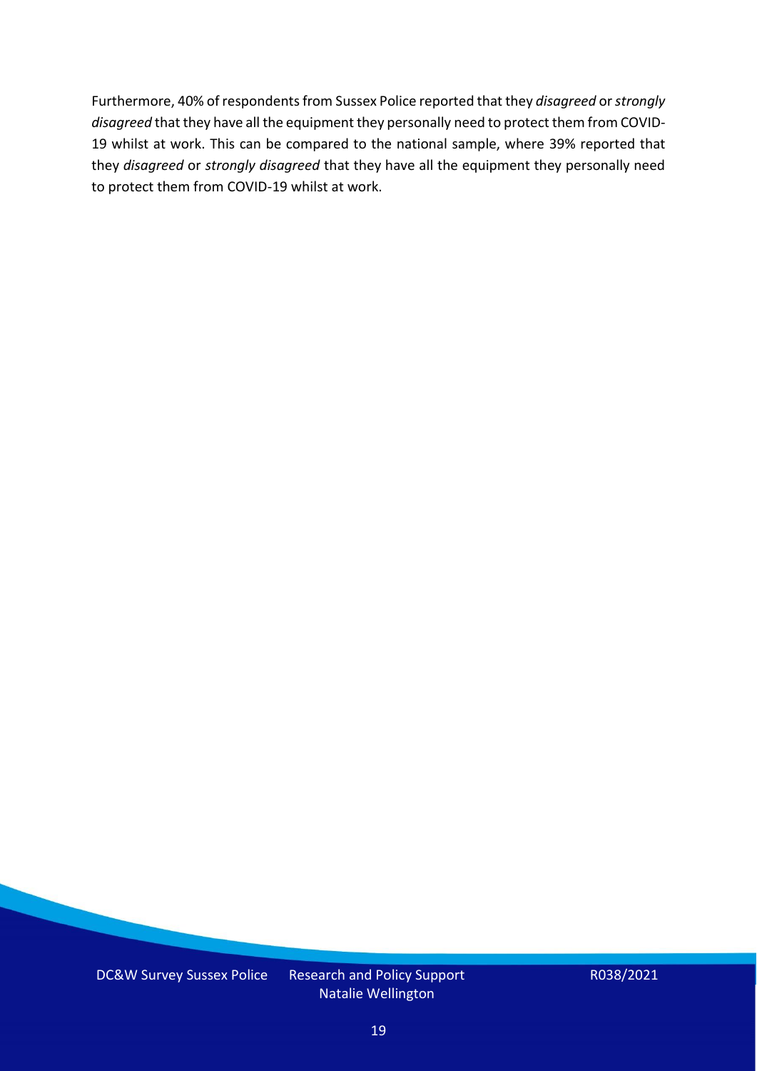Furthermore, 40% of respondents from Sussex Police reported that they *disagreed* or *strongly disagreed* that they have all the equipment they personally need to protect them from COVID-19 whilst at work. This can be compared to the national sample, where 39% reported that they *disagreed* or *strongly disagreed* that they have all the equipment they personally need to protect them from COVID-19 whilst at work.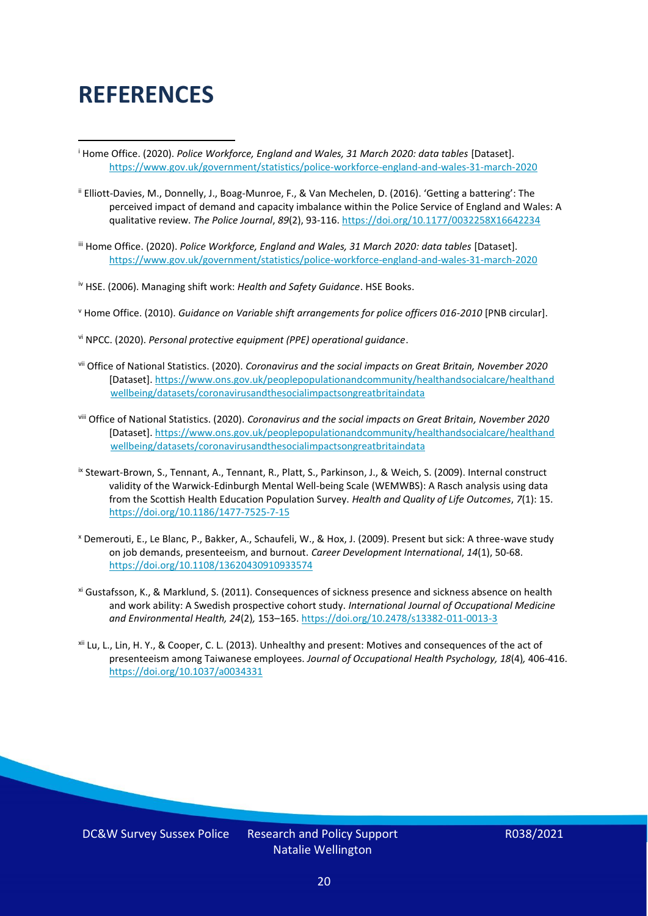# REFERENCES

[i] Home Office. (2020). *Police Workforce, England and Wales, 31 March 2020: data tables* [Dataset]. https://www.gov.uk/government/statistics/police-workforce-england-and-wales-31-march-2020

[ii] Elliott-Davies, M., Donnelly, J., Boag-Munroe, F., & Van Mechelen, D. (2016). 'Getting a battering': The perceived impact of demand and capacity imbalance within the Police Service of England and Wales: A qualitative review. *The Police Journal*, *89*(2), 93-116. https://doi.org/10.1177/0032258X16642234

[iii] Home Office. (2020). *Police Workforce, England and Wales, 31 March 2020: data tables* [Dataset]. https://www.gov.uk/government/statistics/police-workforce-england-and-wales-31-march-2020

[iv] HSE. (2006). Managing shift work: *Health and Safety Guidance*. HSE Books.

[v] Home Office. (2010). *Guidance on Variable shift arrangements for police officers 016-2010* [PNB circular].

[vi] NPCC. (2020). *Personal protective equipment (PPE) operational guidance*.

[vii] Office of National Statistics. (2020). *Coronavirus and the social impacts on Great Britain, November 2020* [Dataset]. https://www.ons.gov.uk/peoplepopulationandcommunity/healthandsocialcare/healthandwellbeing/datasets/coronavirusandthesocialimpactsongreatbritaindata

[viii] Office of National Statistics. (2020). *Coronavirus and the social impacts on Great Britain, November 2020* [Dataset]. https://www.ons.gov.uk/peoplepopulationandcommunity/healthandsocialcare/healthandwellbeing/datasets/coronavirusandthesocialimpactsongreatbritaindata

[ix] Stewart-Brown, S., Tennant, A., Tennant, R., Platt, S., Parkinson, J., & Weich, S. (2009). Internal construct validity of the Warwick-Edinburgh Mental Well-being Scale (WEMWBS): A Rasch analysis using data from the Scottish Health Education Population Survey. *Health and Quality of Life Outcomes*, *7*(1): 15. https://doi.org/10.1186/1477-7525-7-15

[x] Demerouti, E., Le Blanc, P., Bakker, A., Schaufeli, W., & Hox, J. (2009). Present but sick: A three-wave study on job demands, presenteeism, and burnout. *Career Development International*, *14*(1), 50-68. https://doi.org/10.1108/13620430910933574

[xi] Gustafsson, K., & Marklund, S. (2011). Consequences of sickness presence and sickness absence on health and work ability: A Swedish prospective cohort study. *International Journal of Occupational Medicine and Environmental Health, 24*(2)*,* 153–165. https://doi.org/10.2478/s13382-011-0013-3

[xii] Lu, L., Lin, H. Y., & Cooper, C. L. (2013). Unhealthy and present: Motives and consequences of the act of presenteeism among Taiwanese employees. *Journal of Occupational Health Psychology, 18*(4)*,* 406-416. https://doi.org/10.1037/a0034331